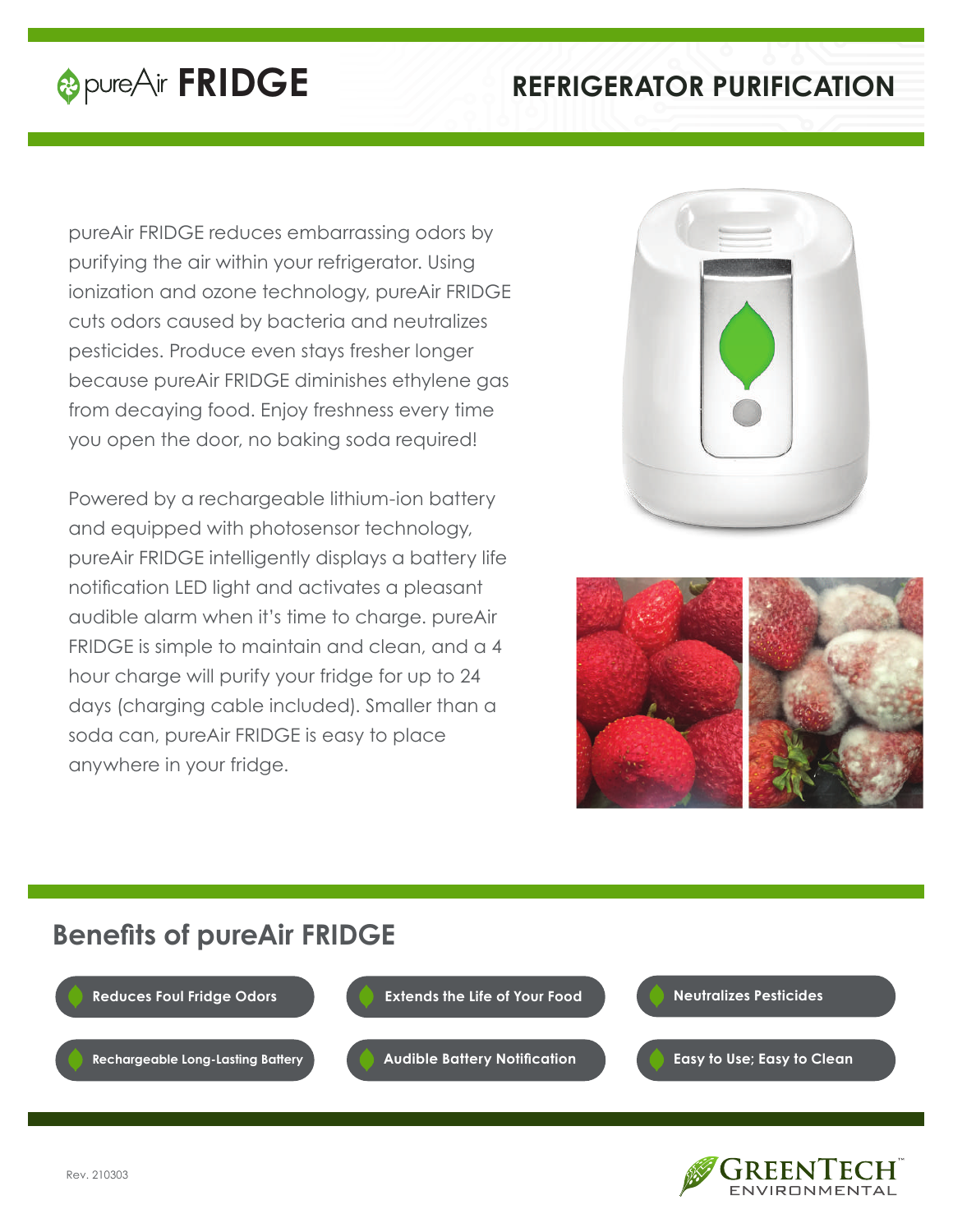# pureAir FRIDGE

## REFRIGERATOR PURIFICATION

pureAir FRIDGE reduces embarrassing odors by purifying the air within your refrigerator. Using ionization and ozone technology, pureAir FRIDGE cuts odors caused by bacteria and neutralizes pesticides. Produce even stays fresher longer because pureAir FRIDGE diminishes ethylene gas from decaying food. Enjoy freshness every time you open the door, no baking soda required!

Powered by a rechargeable lithium-ion battery and equipped with photosensor technology, pureAir FRIDGE intelligently displays a battery life notification LED light and activates a pleasant audible alarm when it's time to charge. pureAir FRIDGE is simple to maintain and clean, and a 4 hour charge will purify your fridge for up to 24 days (charging cable included). Smaller than a soda can, pureAir FRIDGE is easy to place anywhere in your fridge.

## Benefits of pureAir FRIDGE

- Reduces Foul Fridge Odors
- Extends the Life of Your Food
- Neutralizes Pesticides
- Rechargeable Long-Lasting Battery
- Audible Battery Notification
- Easy to Use; Easy to Clean

Rev. 210303

GREENTECH™ ENVIRONMENTAL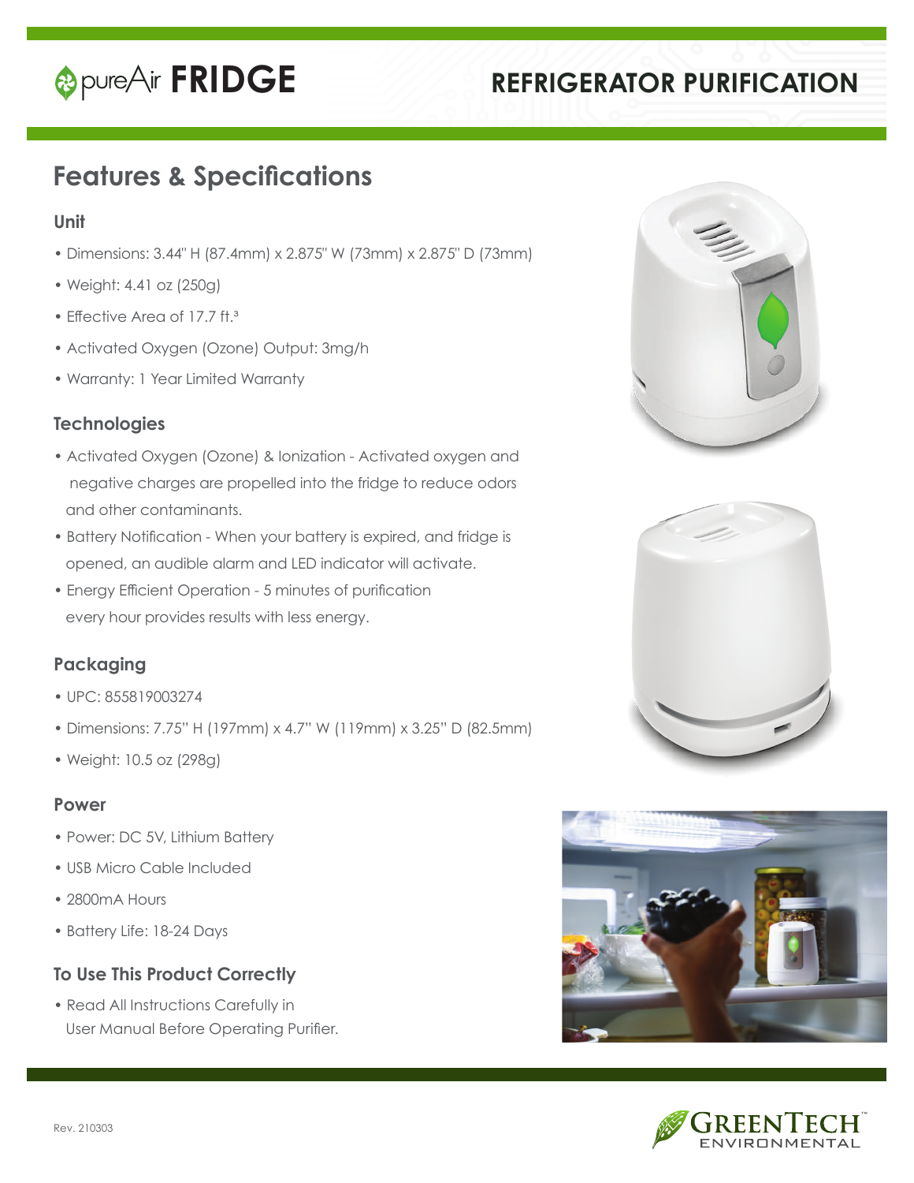# pureAir FRIDGE

## REFRIGERATOR PURIFICATION

## Features & Specifications

### Unit

- Dimensions: 3.44" H (87.4mm) x 2.875" W (73mm) x 2.875" D (73mm)
- Weight: 4.41 oz (250g)
- Effective Area of 17.7 $ft.^3$
- Activated Oxygen (Ozone) Output: 3mg/h
- Warranty: 1 Year Limited Warranty

### Technologies

- Activated Oxygen (Ozone) & Ionization - Activated oxygen and negative charges are propelled into the fridge to reduce odors and other contaminants.
- Battery Notification - When your battery is expired, and fridge is opened, an audible alarm and LED indicator will activate.
- Energy Efficient Operation - 5 minutes of purification every hour provides results with less energy.

### Packaging

- UPC: 855819003274
- Dimensions: 7.75" H (197mm) x 4.7" W (119mm) x 3.25" D (82.5mm)
- Weight: 10.5 oz (298g)

### Power

- Power: DC 5V, Lithium Battery
- USB Micro Cable Included
- 2800mA Hours
- Battery Life: 18-24 Days

### To Use This Product Correctly

- Read All Instructions Carefully in User Manual Before Operating Purifier.

Rev. 210303

GREENTECH ENVIRONMENTAL